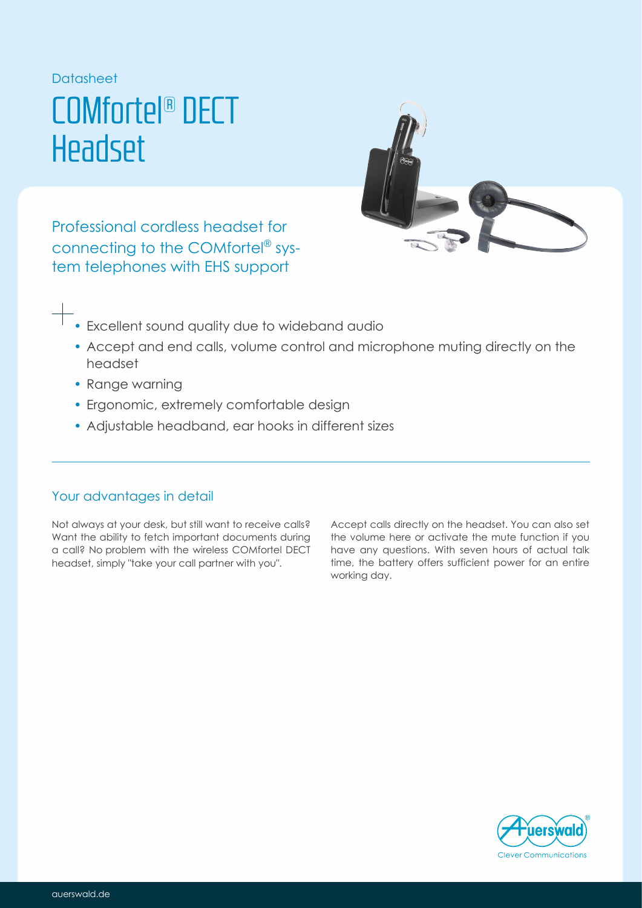Datasheet

# COMfortel® DECT Headset

Professional cordless headset for connecting to the COMfortel® system telephones with EHS support

- Excellent sound quality due to wideband audio
- Accept and end calls, volume control and microphone muting directly on the headset
- Range warning
- Ergonomic, extremely comfortable design
- Adjustable headband, ear hooks in different sizes

## Your advantages in detail

Not always at your desk, but still want to receive calls? Want the ability to fetch important documents during a call? No problem with the wireless COMfortel DECT headset, simply "take your call partner with you".

Accept calls directly on the headset. You can also set the volume here or activate the mute function if you have any questions. With seven hours of actual talk time, the battery offers sufficient power for an entire working day.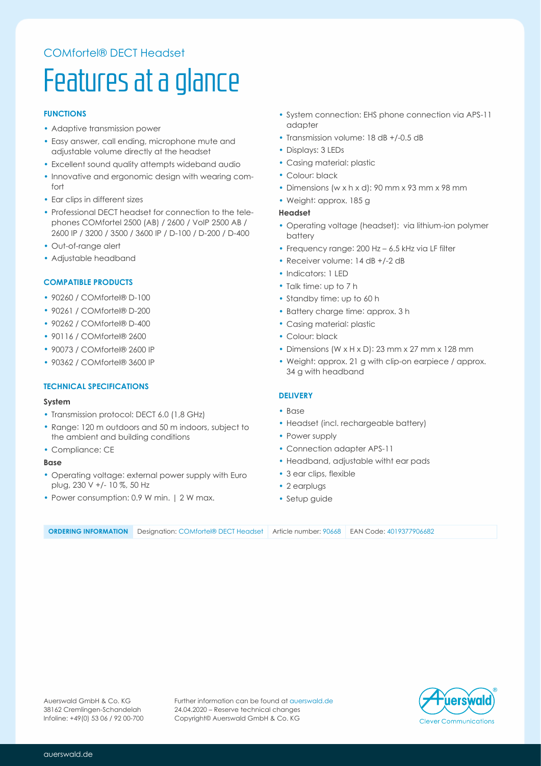COMfortel® DECT Headset

# Features at a glance

### FUNCTIONS

- Adaptive transmission power
- Easy answer, call ending, microphone mute and adjustable volume directly at the headset
- Excellent sound quality attempts wideband audio
- Innovative and ergonomic design with wearing comfort
- Ear clips in different sizes
- Professional DECT headset for connection to the telephones COMfortel 2500 (AB) / 2600 / VoIP 2500 AB / 2600 IP / 3200 / 3500 / 3600 IP / D-100 / D-200 / D-400
- Out-of-range alert
- Adjustable headband

### COMPATIBLE PRODUCTS

- 90260 / COMfortel® D-100
- 90261 / COMfortel® D-200
- 90262 / COMfortel® D-400
- 90116 / COMfortel® 2600
- 90073 / COMfortel® 2600 IP
- 90362 / COMfortel® 3600 IP

### TECHNICAL SPECIFICATIONS

**System**

- Transmission protocol: DECT 6.0 (1,8 GHz)
- Range: 120 m outdoors and 50 m indoors, subject to the ambient and building conditions
- Compliance: CE

**Base**

- Operating voltage: external power supply with Euro plug, 230 V +/- 10 %, 50 Hz
- Power consumption: 0.9 W min. | 2 W max.
- System connection: EHS phone connection via APS-11 adapter
- Transmission volume: 18 dB +/-0.5 dB
- Displays: 3 LEDs
- Casing material: plastic
- Colour: black
- Dimensions (w x h x d): 90 mm x 93 mm x 98 mm
- Weight: approx. 185 g

**Headset**

- Operating voltage (headset): via lithium-ion polymer battery
- Frequency range: 200 Hz – 6.5 kHz via LF filter
- Receiver volume: 14 dB +/-2 dB
- Indicators: 1 LED
- Talk time: up to 7 h
- Standby time: up to 60 h
- Battery charge time: approx. 3 h
- Casing material: plastic
- Colour: black
- Dimensions (W x H x D): 23 mm x 27 mm x 128 mm
- Weight: approx. 21 g with clip-on earpiece / approx. 34 g with headband

### DELIVERY

- Base
- Headset (incl. rechargeable battery)
- Power supply
- Connection adapter APS-11
- Headband, adjustable witht ear pads
- 3 ear clips, flexible
- 2 earplugs
- Setup guide

| | | | |
|---|---|---|---|
| **ORDERING INFORMATION** | Designation: COMfortel® DECT Headset | Article number: 90668 | EAN Code: 4019377906682 |

Auerswald GmbH & Co. KG
38162 Cremlingen-Schandelah
Infoline: +49(0) 53 06 / 92 00-700

Further information can be found at auerswald.de
24.04.2020 – Reserve technical changes
Copyright© Auerswald GmbH & Co. KG

Clever Communications